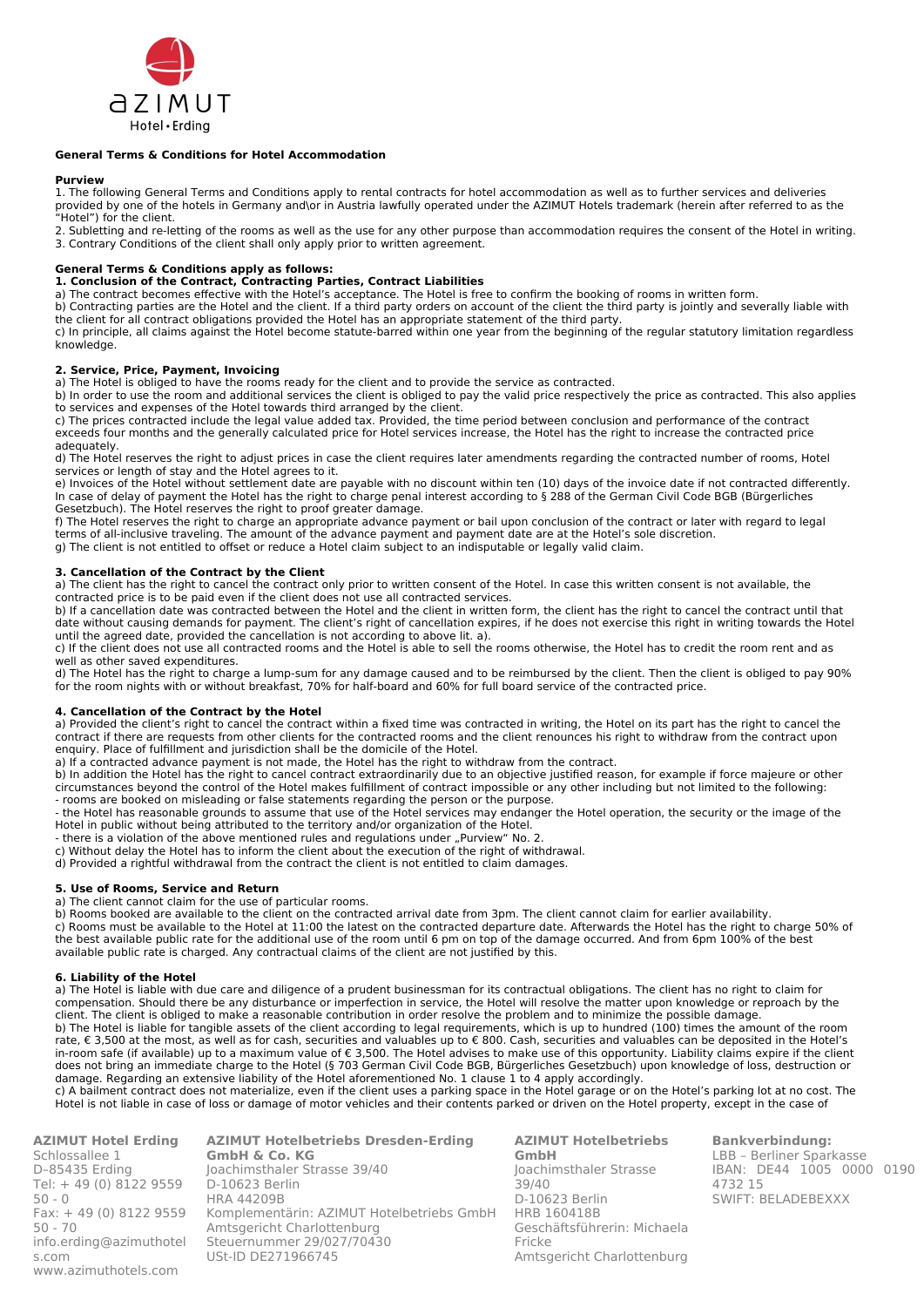**General Terms & Conditions for Hotel Accommodation**

**Purview**

1. The following General Terms and Conditions apply to rental contracts for hotel accommodation as well as to further services and deliveries provided by one of the hotels in Germany and\or in Austria lawfully operated under the AZIMUT Hotels trademark (herein after referred to as the "Hotel") for the client.
2. Subletting and re-letting of the rooms as well as the use for any other purpose than accommodation requires the consent of the Hotel in writing.
3. Contrary Conditions of the client shall only apply prior to written agreement.

**General Terms & Conditions apply as follows:**

**1. Conclusion of the Contract, Contracting Parties, Contract Liabilities**

a) The contract becomes effective with the Hotel's acceptance. The Hotel is free to confirm the booking of rooms in written form.
b) Contracting parties are the Hotel and the client. If a third party orders on account of the client the third party is jointly and severally liable with the client for all contract obligations provided the Hotel has an appropriate statement of the third party.
c) In principle, all claims against the Hotel become statute-barred within one year from the beginning of the regular statutory limitation regardless knowledge.

**2. Service, Price, Payment, Invoicing**

a) The Hotel is obliged to have the rooms ready for the client and to provide the service as contracted.
b) In order to use the room and additional services the client is obliged to pay the valid price respectively the price as contracted. This also applies to services and expenses of the Hotel towards third arranged by the client.
c) The prices contracted include the legal value added tax. Provided, the time period between conclusion and performance of the contract exceeds four months and the generally calculated price for Hotel services increase, the Hotel has the right to increase the contracted price adequately.
d) The Hotel reserves the right to adjust prices in case the client requires later amendments regarding the contracted number of rooms, Hotel services or length of stay and the Hotel agrees to it.
e) Invoices of the Hotel without settlement date are payable with no discount within ten (10) days of the invoice date if not contracted differently. In case of delay of payment the Hotel has the right to charge penal interest according to § 288 of the German Civil Code BGB (Bürgerliches Gesetzbuch). The Hotel reserves the right to proof greater damage.
f) The Hotel reserves the right to charge an appropriate advance payment or bail upon conclusion of the contract or later with regard to legal terms of all-inclusive traveling. The amount of the advance payment and payment date are at the Hotel's sole discretion.
g) The client is not entitled to offset or reduce a Hotel claim subject to an indisputable or legally valid claim.

**3. Cancellation of the Contract by the Client**

a) The client has the right to cancel the contract only prior to written consent of the Hotel. In case this written consent is not available, the contracted price is to be paid even if the client does not use all contracted services.
b) If a cancellation date was contracted between the Hotel and the client in written form, the client has the right to cancel the contract until that date without causing demands for payment. The client's right of cancellation expires, if he does not exercise this right in writing towards the Hotel until the agreed date, provided the cancellation is not according to above lit. a).
c) If the client does not use all contracted rooms and the Hotel is able to sell the rooms otherwise, the Hotel has to credit the room rent and as well as other saved expenditures.
d) The Hotel has the right to charge a lump-sum for any damage caused and to be reimbursed by the client. Then the client is obliged to pay 90% for the room nights with or without breakfast, 70% for half-board and 60% for full board service of the contracted price.

**4. Cancellation of the Contract by the Hotel**

a) Provided the client's right to cancel the contract within a fixed time was contracted in writing, the Hotel on its part has the right to cancel the contract if there are requests from other clients for the contracted rooms and the client renounces his right to withdraw from the contract upon enquiry. Place of fulfillment and jurisdiction shall be the domicile of the Hotel.
a) If a contracted advance payment is not made, the Hotel has the right to withdraw from the contract.
b) In addition the Hotel has the right to cancel contract extraordinarily due to an objective justified reason, for example if force majeure or other circumstances beyond the control of the Hotel makes fulfillment of contract impossible or any other including but not limited to the following:
- rooms are booked on misleading or false statements regarding the person or the purpose.
- the Hotel has reasonable grounds to assume that use of the Hotel services may endanger the Hotel operation, the security or the image of the Hotel in public without being attributed to the territory and/or organization of the Hotel.
- there is a violation of the above mentioned rules and regulations under „Purview" No. 2.

c) Without delay the Hotel has to inform the client about the execution of the right of withdrawal.
d) Provided a rightful withdrawal from the contract the client is not entitled to claim damages.

**5. Use of Rooms, Service and Return**

a) The client cannot claim for the use of particular rooms.
b) Rooms booked are available to the client on the contracted arrival date from 3pm. The client cannot claim for earlier availability.
c) Rooms must be available to the Hotel at 11:00 the latest on the contracted departure date. Afterwards the Hotel has the right to charge 50% of the best available public rate for the additional use of the room until 6 pm on top of the damage occurred. And from 6pm 100% of the best available public rate is charged. Any contractual claims of the client are not justified by this.

**6. Liability of the Hotel**

a) The Hotel is liable with due care and diligence of a prudent businessman for its contractual obligations. The client has no right to claim for compensation. Should there be any disturbance or imperfection in service, the Hotel will resolve the matter upon knowledge or reproach by the client. The client is obliged to make a reasonable contribution in order resolve the problem and to minimize the possible damage.
b) The Hotel is liable for tangible assets of the client according to legal requirements, which is up to hundred (100) times the amount of the room rate, € 3,500 at the most, as well as for cash, securities and valuables up to € 800. Cash, securities and valuables can be deposited in the Hotel's in-room safe (if available) up to a maximum value of € 3,500. The Hotel advises to make use of this opportunity. Liability claims expire if the client does not bring an immediate charge to the Hotel (§ 703 German Civil Code BGB, Bürgerliches Gesetzbuch) upon knowledge of loss, destruction or damage. Regarding an extensive liability of the Hotel aforementioned No. 1 clause 1 to 4 apply accordingly.
c) A bailment contract does not materialize, even if the client uses a parking space in the Hotel garage or on the Hotel's parking lot at no cost. The Hotel is not liable in case of loss or damage of motor vehicles and their contents parked or driven on the Hotel property, except in the case of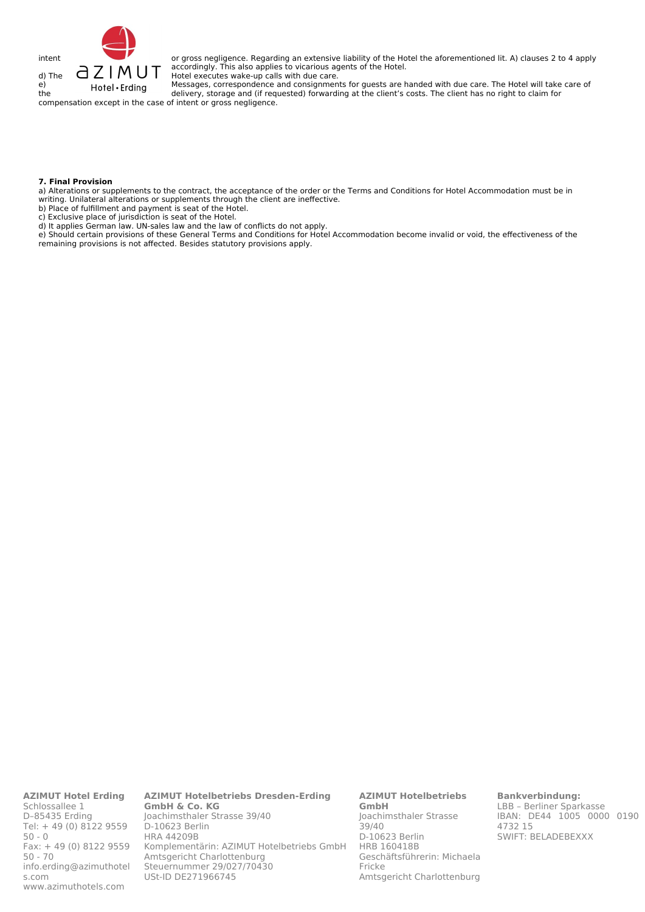intent or gross negligence. Regarding an extensive liability of the Hotel the aforementioned lit. A) clauses 2 to 4 apply accordingly. This also applies to vicarious agents of the Hotel.

d) The Hotel executes wake-up calls with due care.

e) Messages, correspondence and consignments for guests are handed with due care. The Hotel will take care of the delivery, storage and (if requested) forwarding at the client's costs. The client has no right to claim for compensation except in the case of intent or gross negligence.

**7. Final Provision**

a) Alterations or supplements to the contract, the acceptance of the order or the Terms and Conditions for Hotel Accommodation must be in writing. Unilateral alterations or supplements through the client are ineffective.
b) Place of fulfillment and payment is seat of the Hotel.
c) Exclusive place of jurisdiction is seat of the Hotel.
d) It applies German law. UN-sales law and the law of conflicts do not apply.
e) Should certain provisions of these General Terms and Conditions for Hotel Accommodation become invalid or void, the effectiveness of the remaining provisions is not affected. Besides statutory provisions apply.

**AZIMUT Hotel Erding**
Schlossallee 1
D–85435 Erding
Tel: + 49 (0) 8122 9559 50 - 0
Fax: + 49 (0) 8122 9559 50 - 70
info.erding@azimuthotels.com
www.azimuthotels.com

**AZIMUT Hotelbetriebs Dresden-Erding GmbH & Co. KG**
Joachimsthaler Strasse 39/40
D-10623 Berlin
HRA 44209B
Komplementärin: AZIMUT Hotelbetriebs GmbH
Amtsgericht Charlottenburg
Steuernummer 29/027/70430
USt-ID DE271966745

**AZIMUT Hotelbetriebs GmbH**
Joachimsthaler Strasse 39/40
D-10623 Berlin
HRB 160418B
Geschäftsführerin: Michaela Fricke
Amtsgericht Charlottenburg

**Bankverbindung:**
LBB – Berliner Sparkasse
IBAN: DE44 1005 0000 0190 4732 15
SWIFT: BELADEBEXXX